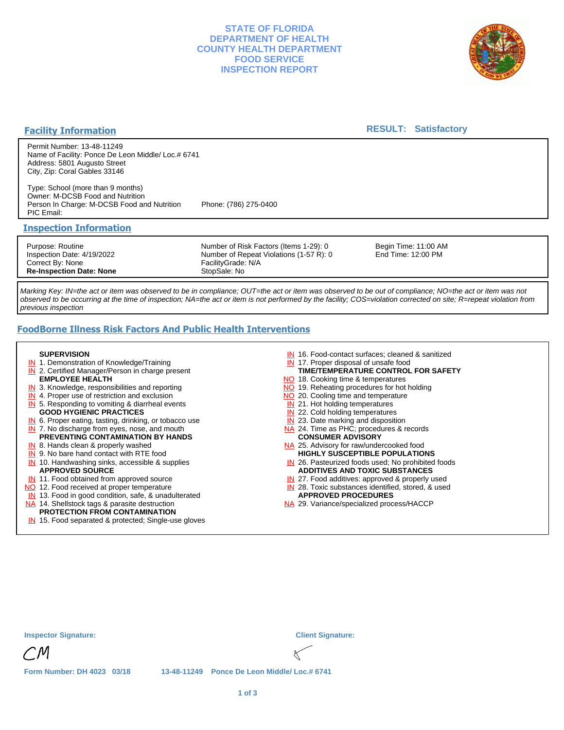# STATE OF FLORIDA
# DEPARTMENT OF HEALTH
# COUNTY HEALTH DEPARTMENT
# FOOD SERVICE
# INSPECTION REPORT

## Facility Information

**RESULT: Satisfactory**

Permit Number: 13-48-11249
Name of Facility: Ponce De Leon Middle/ Loc.# 6741
Address: 5801 Augusto Street
City, Zip: Coral Gables 33146

Type: School (more than 9 months)
Owner: M-DCSB Food and Nutrition
Person In Charge: M-DCSB Food and Nutrition    Phone: (786) 275-0400
PIC Email:

## Inspection Information

| | | |
|---|---|---|
| Purpose: Routine | Number of Risk Factors (Items 1-29): 0 | Begin Time: 11:00 AM |
| Inspection Date: 4/19/2022 | Number of Repeat Violations (1-57 R): 0 | End Time: 12:00 PM |
| Correct By: None | FacilityGrade: N/A | |
| **Re-Inspection Date: None** | StopSale: No | |

*Marking Key: IN=the act or item was observed to be in compliance; OUT=the act or item was observed to be out of compliance; NO=the act or item was not observed to be occurring at the time of inspection; NA=the act or item is not performed by the facility; COS=violation corrected on site; R=repeat violation from previous inspection*

## FoodBorne Illness Risk Factors And Public Health Interventions

**SUPERVISION**
- IN 1. Demonstration of Knowledge/Training
- IN 2. Certified Manager/Person in charge present

**EMPLOYEE HEALTH**
- IN 3. Knowledge, responsibilities and reporting
- IN 4. Proper use of restriction and exclusion
- IN 5. Responding to vomiting & diarrheal events

**GOOD HYGIENIC PRACTICES**
- IN 6. Proper eating, tasting, drinking, or tobacco use
- IN 7. No discharge from eyes, nose, and mouth

**PREVENTING CONTAMINATION BY HANDS**
- IN 8. Hands clean & properly washed
- IN 9. No bare hand contact with RTE food
- IN 10. Handwashing sinks, accessible & supplies

**APPROVED SOURCE**
- IN 11. Food obtained from approved source
- NO 12. Food received at proper temperature
- IN 13. Food in good condition, safe, & unadulterated
- NA 14. Shellstock tags & parasite destruction

**PROTECTION FROM CONTAMINATION**
- IN 15. Food separated & protected; Single-use gloves
- IN 16. Food-contact surfaces; cleaned & sanitized
- IN 17. Proper disposal of unsafe food

**TIME/TEMPERATURE CONTROL FOR SAFETY**
- NO 18. Cooking time & temperatures
- NO 19. Reheating procedures for hot holding
- NO 20. Cooling time and temperature
- IN 21. Hot holding temperatures
- IN 22. Cold holding temperatures
- IN 23. Date marking and disposition
- NA 24. Time as PHC; procedures & records

**CONSUMER ADVISORY**
- NA 25. Advisory for raw/undercooked food

**HIGHLY SUSCEPTIBLE POPULATIONS**
- IN 26. Pasteurized foods used; No prohibited foods

**ADDITIVES AND TOXIC SUBSTANCES**
- IN 27. Food additives: approved & properly used
- IN 28. Toxic substances identified, stored, & used

**APPROVED PROCEDURES**
- NA 29. Variance/specialized process/HACCP

**Inspector Signature:** CM    **Client Signature:**

Form Number: DH 4023 03/18    13-48-11249 Ponce De Leon Middle/ Loc.# 6741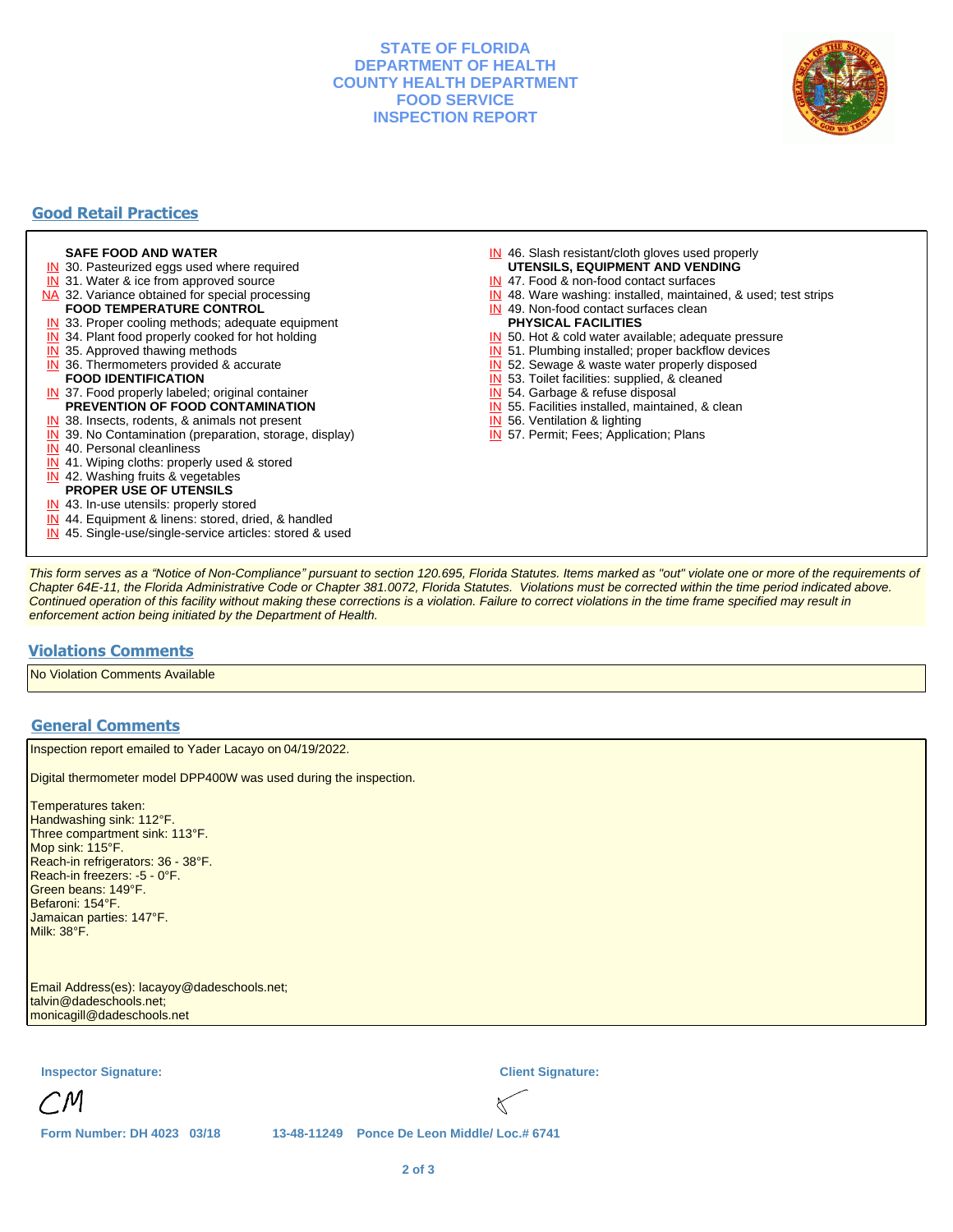# STATE OF FLORIDA
# DEPARTMENT OF HEALTH
# COUNTY HEALTH DEPARTMENT
# FOOD SERVICE
# INSPECTION REPORT

## Good Retail Practices

**SAFE FOOD AND WATER**
- IN 30. Pasteurized eggs used where required
- IN 31. Water & ice from approved source
- NA 32. Variance obtained for special processing

**FOOD TEMPERATURE CONTROL**
- IN 33. Proper cooling methods; adequate equipment
- IN 34. Plant food properly cooked for hot holding
- IN 35. Approved thawing methods
- IN 36. Thermometers provided & accurate

**FOOD IDENTIFICATION**
- IN 37. Food properly labeled; original container

**PREVENTION OF FOOD CONTAMINATION**
- IN 38. Insects, rodents, & animals not present
- IN 39. No Contamination (preparation, storage, display)
- IN 40. Personal cleanliness
- IN 41. Wiping cloths: properly used & stored
- IN 42. Washing fruits & vegetables

**PROPER USE OF UTENSILS**
- IN 43. In-use utensils: properly stored
- IN 44. Equipment & linens: stored, dried, & handled
- IN 45. Single-use/single-service articles: stored & used
- IN 46. Slash resistant/cloth gloves used properly

**UTENSILS, EQUIPMENT AND VENDING**
- IN 47. Food & non-food contact surfaces
- IN 48. Ware washing: installed, maintained, & used; test strips
- IN 49. Non-food contact surfaces clean

**PHYSICAL FACILITIES**
- IN 50. Hot & cold water available; adequate pressure
- IN 51. Plumbing installed; proper backflow devices
- IN 52. Sewage & waste water properly disposed
- IN 53. Toilet facilities: supplied, & cleaned
- IN 54. Garbage & refuse disposal
- IN 55. Facilities installed, maintained, & clean
- IN 56. Ventilation & lighting
- IN 57. Permit; Fees; Application; Plans

*This form serves as a "Notice of Non-Compliance" pursuant to section 120.695, Florida Statutes. Items marked as "out" violate one or more of the requirements of Chapter 64E-11, the Florida Administrative Code or Chapter 381.0072, Florida Statutes. Violations must be corrected within the time period indicated above. Continued operation of this facility without making these corrections is a violation. Failure to correct violations in the time frame specified may result in enforcement action being initiated by the Department of Health.*

## Violations Comments

No Violation Comments Available

## General Comments

Inspection report emailed to Yader Lacayo on 04/19/2022.

Digital thermometer model DPP400W was used during the inspection.

Temperatures taken:
Handwashing sink: 112°F.
Three compartment sink: 113°F.
Mop sink: 115°F.
Reach-in refrigerators: 36 - 38°F.
Reach-in freezers: -5 - 0°F.
Green beans: 149°F.
Befaroni: 154°F.
Jamaican parties: 147°F.
Milk: 38°F.

Email Address(es): lacayoy@dadeschools.net;
talvin@dadeschools.net;
monicagill@dadeschools.net

**Inspector Signature:** CM

**Client Signature:**

Form Number: DH 4023 03/18    13-48-11249 Ponce De Leon Middle/ Loc.# 6741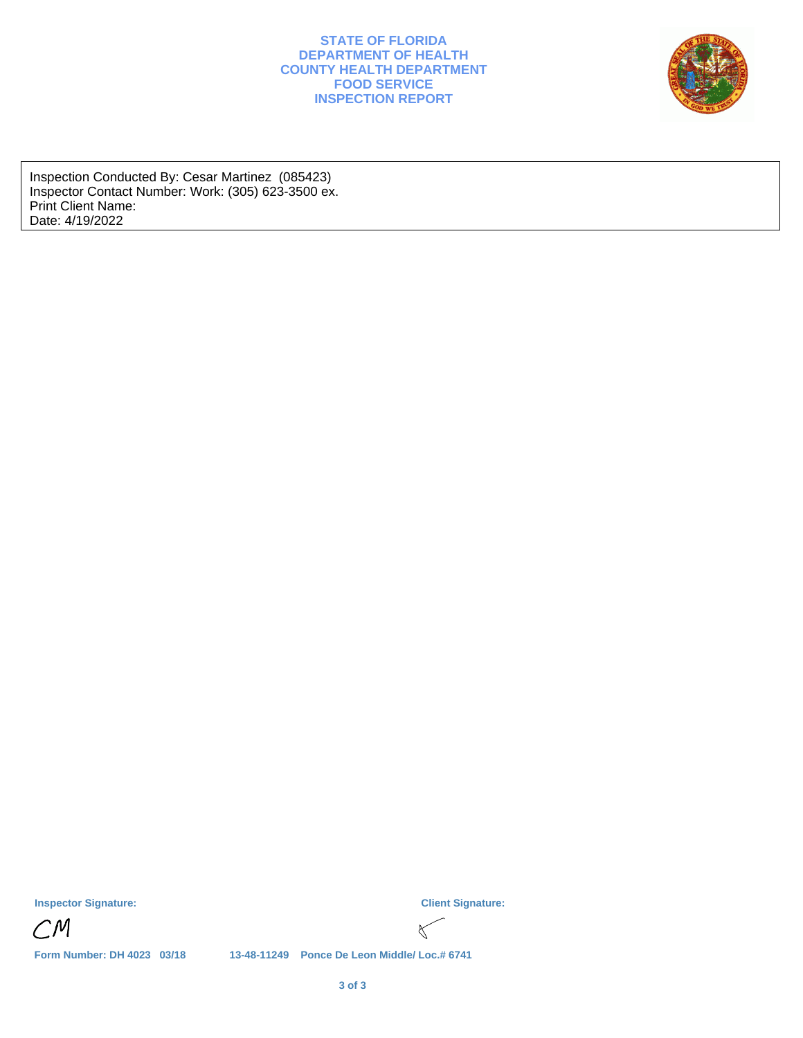**STATE OF FLORIDA**
**DEPARTMENT OF HEALTH**
**COUNTY HEALTH DEPARTMENT**
**FOOD SERVICE**
**INSPECTION REPORT**

Inspection Conducted By: Cesar Martinez (085423)
Inspector Contact Number: Work: (305) 623-3500 ex.
Print Client Name:
Date: 4/19/2022

**Inspector Signature:**

CM

**Client Signature:**

**Form Number: DH 4023 03/18** **13-48-11249 Ponce De Leon Middle/ Loc.# 6741**